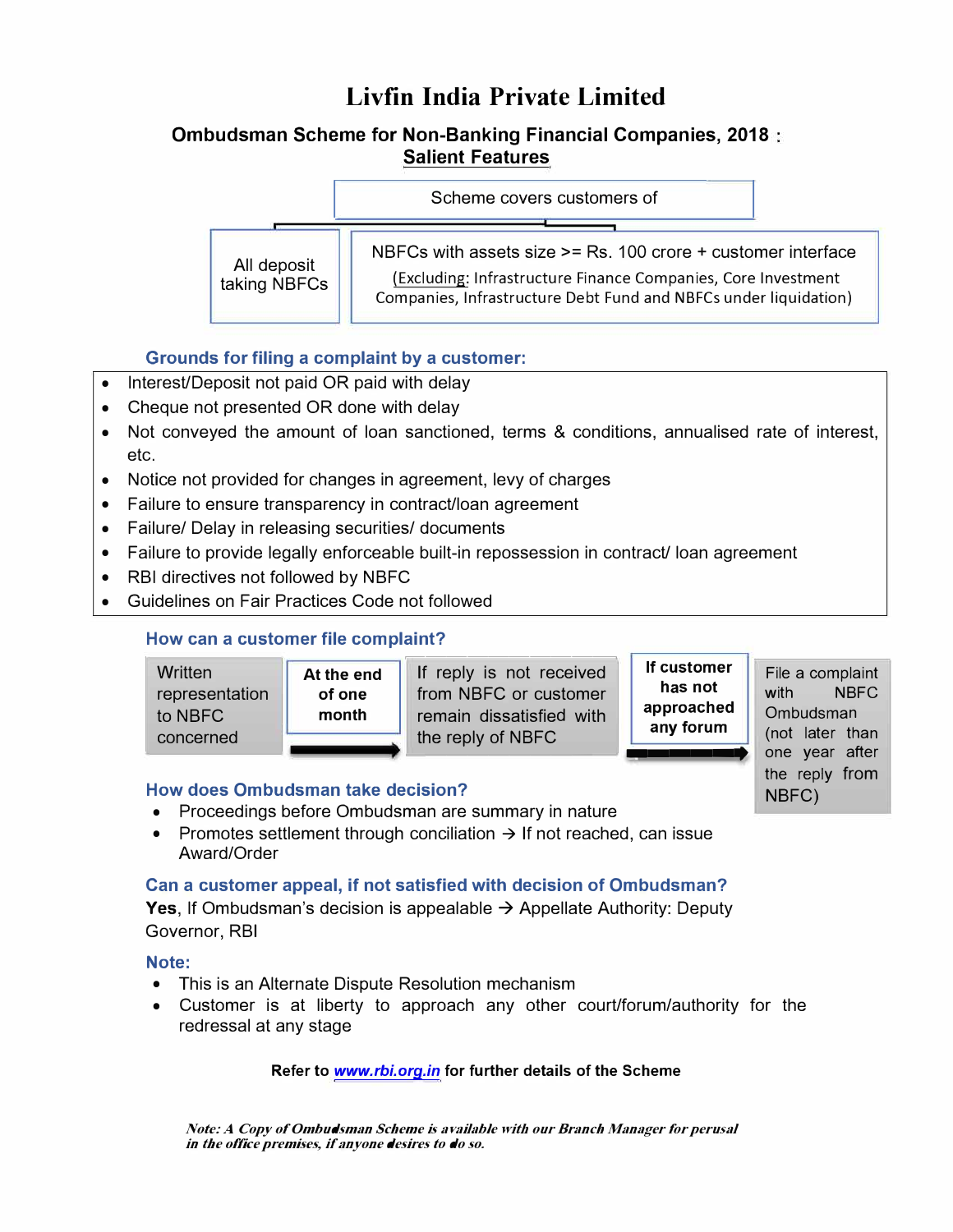# Livfin India Private Limited

## Ombudsman Scheme for Non-Banking Financial Companies, 2018 : Salient Features

**Scheme covers customers of**

- All deposit taking NBFCs
- NBFCs with assets size >= Rs. 100 crore + customer interface (Excluding: Infrastructure Finance Companies, Core Investment Companies, Infrastructure Debt Fund and NBFCs under liquidation)

### Grounds for filing a complaint by a customer:

- Interest/Deposit not paid OR paid with delay
- Cheque not presented OR done with delay
- Not conveyed the amount of loan sanctioned, terms & conditions, annualised rate of interest, etc.
- Notice not provided for changes in agreement, levy of charges
- Failure to ensure transparency in contract/loan agreement
- Failure/ Delay in releasing securities/ documents
- Failure to provide legally enforceable built-in repossession in contract/ loan agreement
- RBI directives not followed by NBFC
- Guidelines on Fair Practices Code not followed

### How can a customer file complaint?

Written representation to NBFC concerned → **At the end of one month** → If reply is not received from NBFC or customer remain dissatisfied with the reply of NBFC → **If customer has not approached any forum** → File a complaint with NBFC Ombudsman (not later than one year after the reply from NBFC)

### How does Ombudsman take decision?

- Proceedings before Ombudsman are summary in nature
- Promotes settlement through conciliation → If not reached, can issue Award/Order

### Can a customer appeal, if not satisfied with decision of Ombudsman?

**Yes**, If Ombudsman's decision is appealable → Appellate Authority: Deputy Governor, RBI

### Note:

- This is an Alternate Dispute Resolution mechanism
- Customer is at liberty to approach any other court/forum/authority for the redressal at any stage

**Refer to www.rbi.org.in for further details of the Scheme**

***Note: A Copy of Ombudsman Scheme is available with our Branch Manager for perusal in the office premises, if anyone desires to do so.***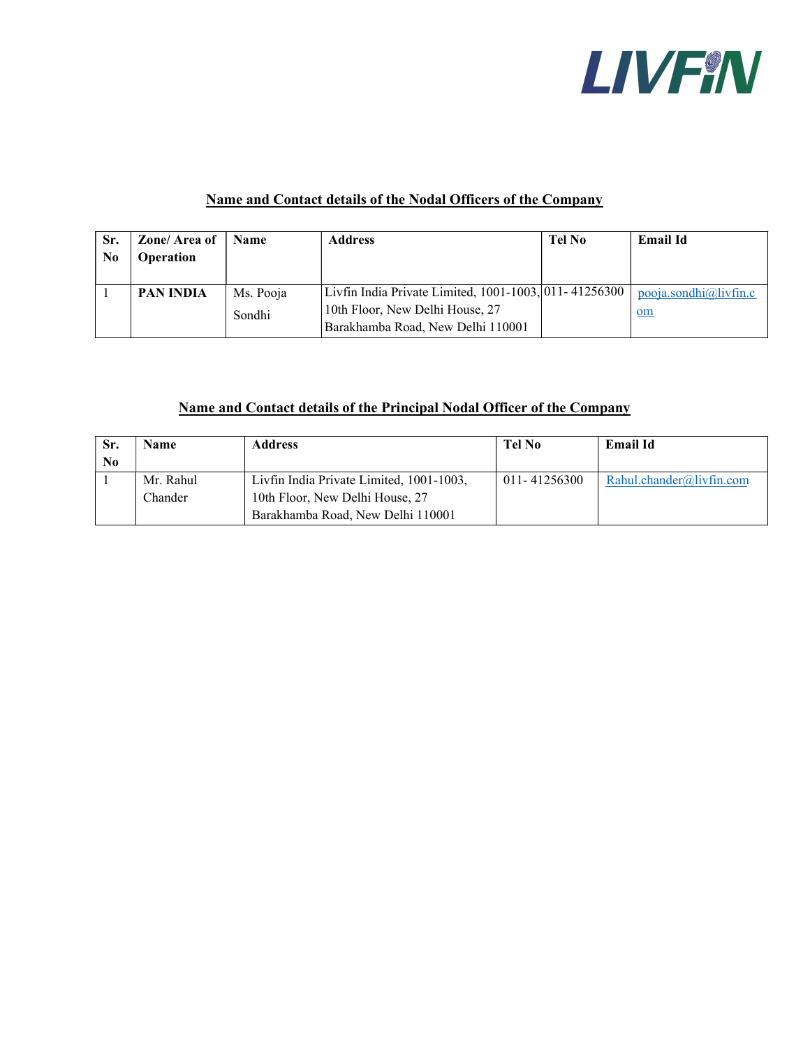## Name and Contact details of the Nodal Officers of the Company

| Sr. No | Zone/ Area of Operation | Name | Address | Tel No | Email Id |
|---|---|---|---|---|---|
| 1 | **PAN INDIA** | Ms. Pooja Sondhi | Livfin India Private Limited, 1001-1003, 10th Floor, New Delhi House, 27 Barakhamba Road, New Delhi 110001 | 011- 41256300 | pooja.sondhi@livfin.com |

## Name and Contact details of the Principal Nodal Officer of the Company

| Sr. No | Name | Address | Tel No | Email Id |
|---|---|---|---|---|
| 1 | Mr. Rahul Chander | Livfin India Private Limited, 1001-1003, 10th Floor, New Delhi House, 27 Barakhamba Road, New Delhi 110001 | 011- 41256300 | Rahul.chander@livfin.com |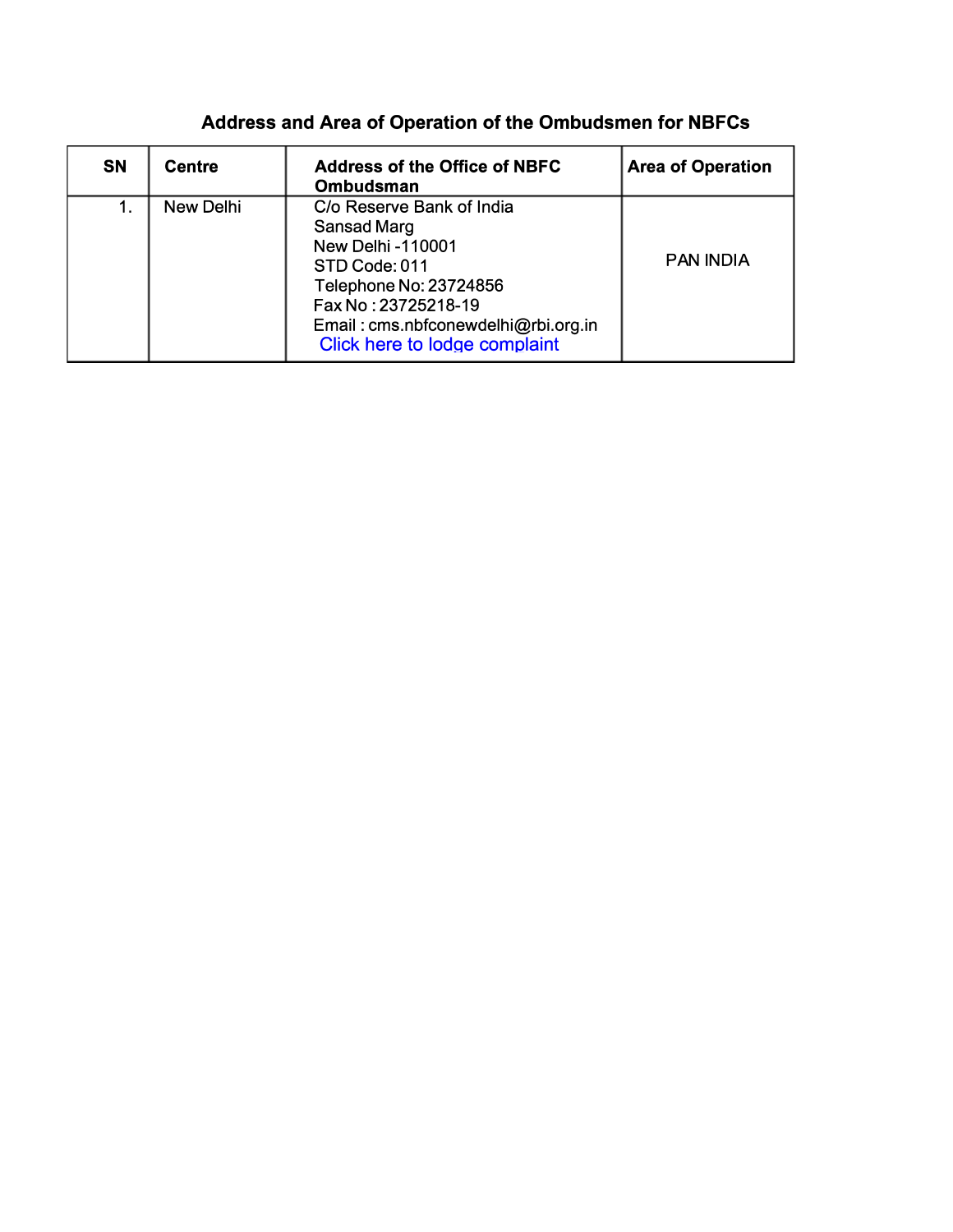## Address and Area of Operation of the Ombudsmen for NBFCs

| SN | Centre | Address of the Office of NBFC Ombudsman | Area of Operation |
|---|---|---|---|
| 1. | New Delhi | C/o Reserve Bank of India<br>Sansad Marg<br>New Delhi -110001<br>STD Code: 011<br>Telephone No: 23724856<br>Fax No : 23725218-19<br>Email : cms.nbfconewdelhi@rbi.org.in<br>Click here to lodge complaint | PAN INDIA |